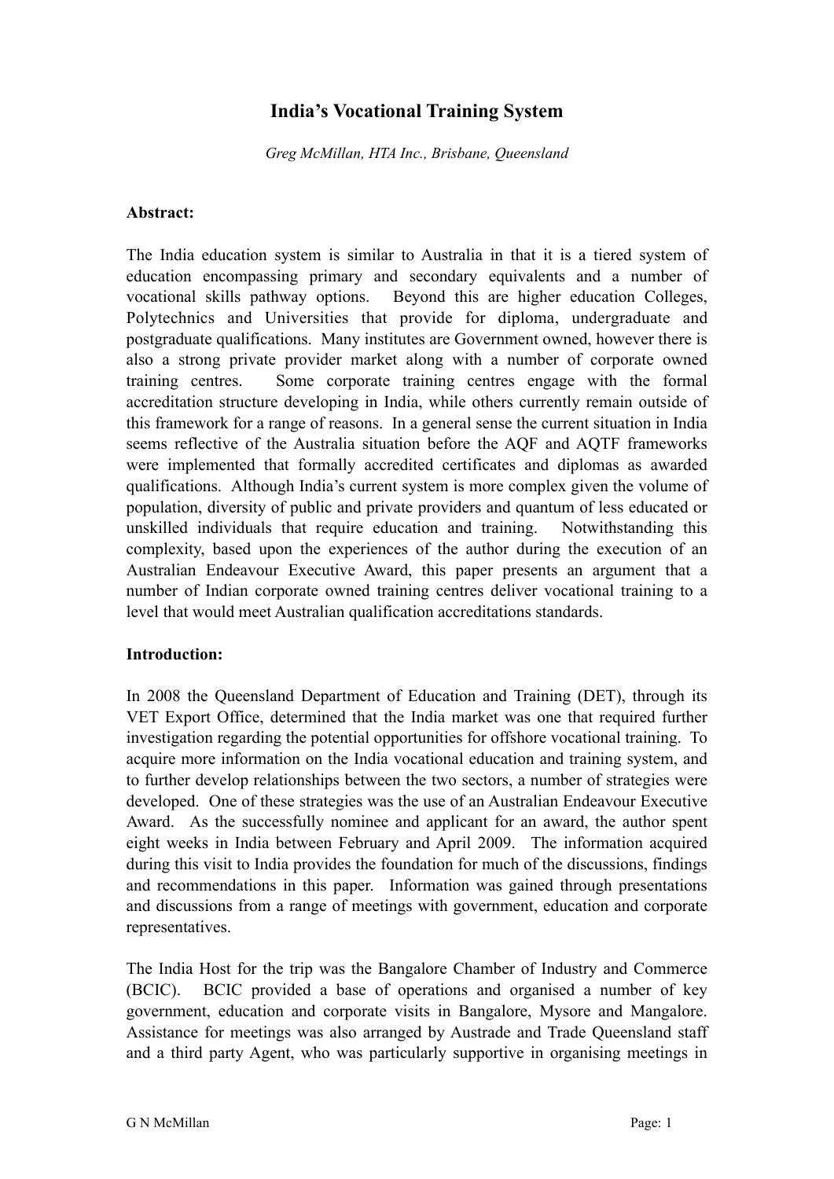# India's Vocational Training System

*Greg McMillan, HTA Inc., Brisbane, Queensland*

**Abstract:**

The India education system is similar to Australia in that it is a tiered system of education encompassing primary and secondary equivalents and a number of vocational skills pathway options. Beyond this are higher education Colleges, Polytechnics and Universities that provide for diploma, undergraduate and postgraduate qualifications. Many institutes are Government owned, however there is also a strong private provider market along with a number of corporate owned training centres. Some corporate training centres engage with the formal accreditation structure developing in India, while others currently remain outside of this framework for a range of reasons. In a general sense the current situation in India seems reflective of the Australia situation before the AQF and AQTF frameworks were implemented that formally accredited certificates and diplomas as awarded qualifications. Although India's current system is more complex given the volume of population, diversity of public and private providers and quantum of less educated or unskilled individuals that require education and training. Notwithstanding this complexity, based upon the experiences of the author during the execution of an Australian Endeavour Executive Award, this paper presents an argument that a number of Indian corporate owned training centres deliver vocational training to a level that would meet Australian qualification accreditations standards.

**Introduction:**

In 2008 the Queensland Department of Education and Training (DET), through its VET Export Office, determined that the India market was one that required further investigation regarding the potential opportunities for offshore vocational training. To acquire more information on the India vocational education and training system, and to further develop relationships between the two sectors, a number of strategies were developed. One of these strategies was the use of an Australian Endeavour Executive Award. As the successfully nominee and applicant for an award, the author spent eight weeks in India between February and April 2009. The information acquired during this visit to India provides the foundation for much of the discussions, findings and recommendations in this paper. Information was gained through presentations and discussions from a range of meetings with government, education and corporate representatives.

The India Host for the trip was the Bangalore Chamber of Industry and Commerce (BCIC). BCIC provided a base of operations and organised a number of key government, education and corporate visits in Bangalore, Mysore and Mangalore. Assistance for meetings was also arranged by Austrade and Trade Queensland staff and a third party Agent, who was particularly supportive in organising meetings in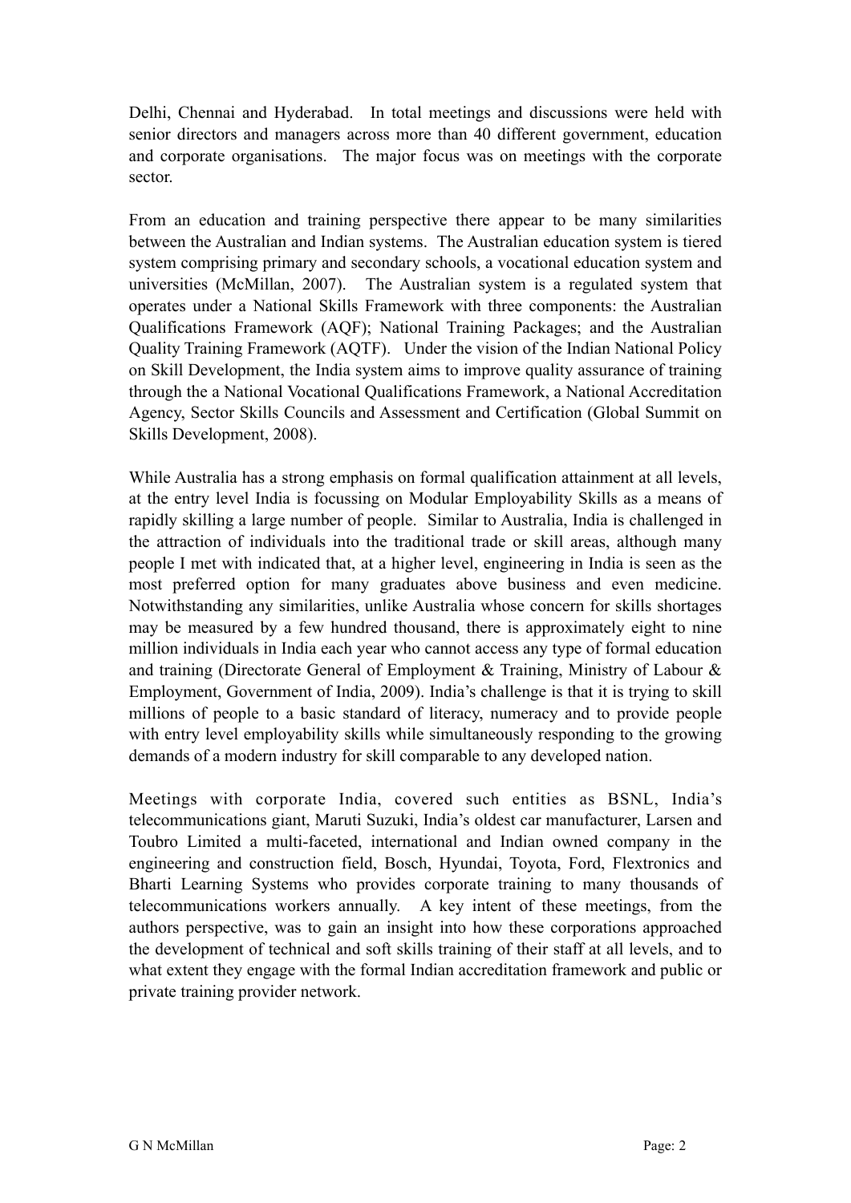Delhi, Chennai and Hyderabad. In total meetings and discussions were held with senior directors and managers across more than 40 different government, education and corporate organisations. The major focus was on meetings with the corporate sector.

From an education and training perspective there appear to be many similarities between the Australian and Indian systems. The Australian education system is tiered system comprising primary and secondary schools, a vocational education system and universities (McMillan, 2007). The Australian system is a regulated system that operates under a National Skills Framework with three components: the Australian Qualifications Framework (AQF); National Training Packages; and the Australian Quality Training Framework (AQTF). Under the vision of the Indian National Policy on Skill Development, the India system aims to improve quality assurance of training through the a National Vocational Qualifications Framework, a National Accreditation Agency, Sector Skills Councils and Assessment and Certification (Global Summit on Skills Development, 2008).

While Australia has a strong emphasis on formal qualification attainment at all levels, at the entry level India is focussing on Modular Employability Skills as a means of rapidly skilling a large number of people. Similar to Australia, India is challenged in the attraction of individuals into the traditional trade or skill areas, although many people I met with indicated that, at a higher level, engineering in India is seen as the most preferred option for many graduates above business and even medicine. Notwithstanding any similarities, unlike Australia whose concern for skills shortages may be measured by a few hundred thousand, there is approximately eight to nine million individuals in India each year who cannot access any type of formal education and training (Directorate General of Employment & Training, Ministry of Labour & Employment, Government of India, 2009). India's challenge is that it is trying to skill millions of people to a basic standard of literacy, numeracy and to provide people with entry level employability skills while simultaneously responding to the growing demands of a modern industry for skill comparable to any developed nation.

Meetings with corporate India, covered such entities as BSNL, India's telecommunications giant, Maruti Suzuki, India's oldest car manufacturer, Larsen and Toubro Limited a multi-faceted, international and Indian owned company in the engineering and construction field, Bosch, Hyundai, Toyota, Ford, Flextronics and Bharti Learning Systems who provides corporate training to many thousands of telecommunications workers annually. A key intent of these meetings, from the authors perspective, was to gain an insight into how these corporations approached the development of technical and soft skills training of their staff at all levels, and to what extent they engage with the formal Indian accreditation framework and public or private training provider network.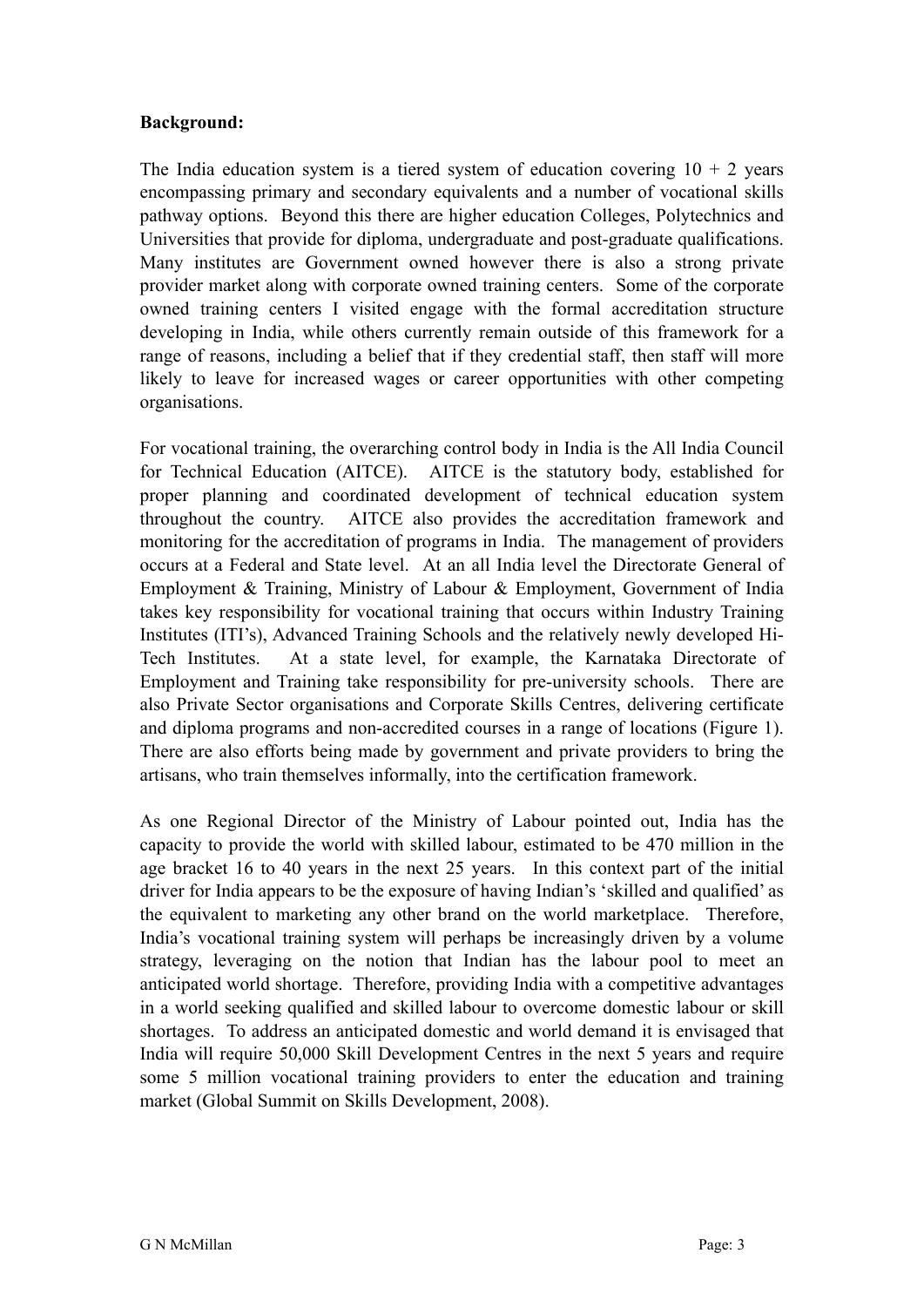**Background:**

The India education system is a tiered system of education covering 10 + 2 years encompassing primary and secondary equivalents and a number of vocational skills pathway options. Beyond this there are higher education Colleges, Polytechnics and Universities that provide for diploma, undergraduate and post-graduate qualifications. Many institutes are Government owned however there is also a strong private provider market along with corporate owned training centers. Some of the corporate owned training centers I visited engage with the formal accreditation structure developing in India, while others currently remain outside of this framework for a range of reasons, including a belief that if they credential staff, then staff will more likely to leave for increased wages or career opportunities with other competing organisations.

For vocational training, the overarching control body in India is the All India Council for Technical Education (AITCE). AITCE is the statutory body, established for proper planning and coordinated development of technical education system throughout the country. AITCE also provides the accreditation framework and monitoring for the accreditation of programs in India. The management of providers occurs at a Federal and State level. At an all India level the Directorate General of Employment & Training, Ministry of Labour & Employment, Government of India takes key responsibility for vocational training that occurs within Industry Training Institutes (ITI's), Advanced Training Schools and the relatively newly developed Hi-Tech Institutes. At a state level, for example, the Karnataka Directorate of Employment and Training take responsibility for pre-university schools. There are also Private Sector organisations and Corporate Skills Centres, delivering certificate and diploma programs and non-accredited courses in a range of locations (Figure 1). There are also efforts being made by government and private providers to bring the artisans, who train themselves informally, into the certification framework.

As one Regional Director of the Ministry of Labour pointed out, India has the capacity to provide the world with skilled labour, estimated to be 470 million in the age bracket 16 to 40 years in the next 25 years. In this context part of the initial driver for India appears to be the exposure of having Indian's 'skilled and qualified' as the equivalent to marketing any other brand on the world marketplace. Therefore, India's vocational training system will perhaps be increasingly driven by a volume strategy, leveraging on the notion that Indian has the labour pool to meet an anticipated world shortage. Therefore, providing India with a competitive advantages in a world seeking qualified and skilled labour to overcome domestic labour or skill shortages. To address an anticipated domestic and world demand it is envisaged that India will require 50,000 Skill Development Centres in the next 5 years and require some 5 million vocational training providers to enter the education and training market (Global Summit on Skills Development, 2008).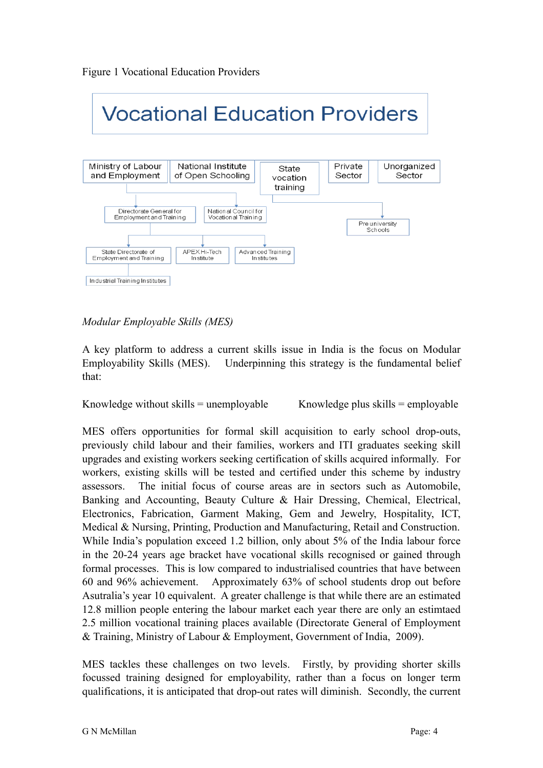Figure 1 Vocational Education Providers

Vocational Education Providers

- Ministry of Labour and Employment
  - Directorate General for Employment and Training
    - State Directorate of Employment and Training
      - Industrial Training Institutes
    - APEX Hi-Tech Institute
    - Advanced Training Institutes
  - National Council for Vocational Training
- National Institute of Open Schooling
- State vocation training
  - Pre university Schools
- Private Sector
- Unorganized Sector

*Modular Employable Skills (MES)*

A key platform to address a current skills issue in India is the focus on Modular Employability Skills (MES). Underpinning this strategy is the fundamental belief that:

Knowledge without skills = unemployable        Knowledge plus skills = employable

MES offers opportunities for formal skill acquisition to early school drop-outs, previously child labour and their families, workers and ITI graduates seeking skill upgrades and existing workers seeking certification of skills acquired informally. For workers, existing skills will be tested and certified under this scheme by industry assessors. The initial focus of course areas are in sectors such as Automobile, Banking and Accounting, Beauty Culture & Hair Dressing, Chemical, Electrical, Electronics, Fabrication, Garment Making, Gem and Jewelry, Hospitality, ICT, Medical & Nursing, Printing, Production and Manufacturing, Retail and Construction. While India's population exceed 1.2 billion, only about 5% of the India labour force in the 20-24 years age bracket have vocational skills recognised or gained through formal processes. This is low compared to industrialised countries that have between 60 and 96% achievement. Approximately 63% of school students drop out before Asutralia's year 10 equivalent. A greater challenge is that while there are an estimated 12.8 million people entering the labour market each year there are only an estimtaed 2.5 million vocational training places available (Directorate General of Employment & Training, Ministry of Labour & Employment, Government of India, 2009).

MES tackles these challenges on two levels. Firstly, by providing shorter skills focussed training designed for employability, rather than a focus on longer term qualifications, it is anticipated that drop-out rates will diminish. Secondly, the current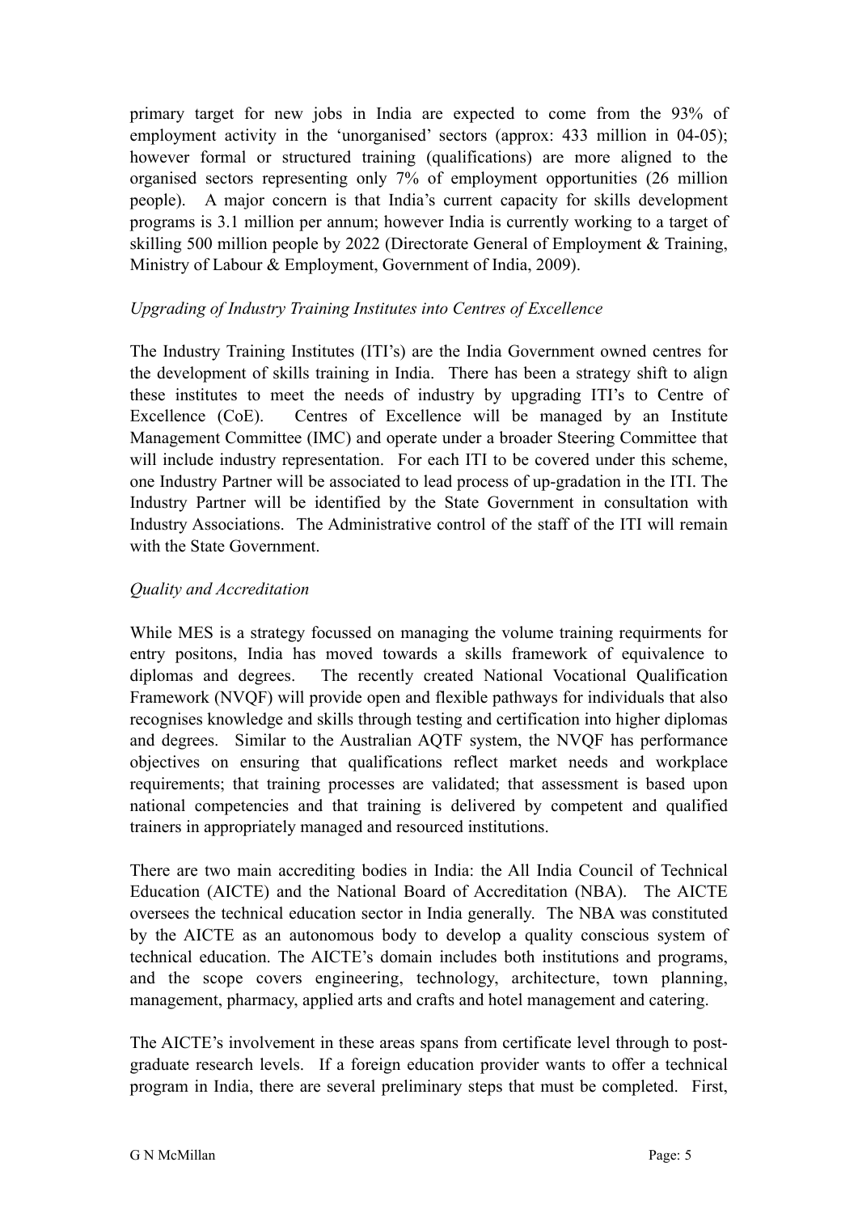primary target for new jobs in India are expected to come from the 93% of employment activity in the 'unorganised' sectors (approx: 433 million in 04-05); however formal or structured training (qualifications) are more aligned to the organised sectors representing only 7% of employment opportunities (26 million people). A major concern is that India's current capacity for skills development programs is 3.1 million per annum; however India is currently working to a target of skilling 500 million people by 2022 (Directorate General of Employment & Training, Ministry of Labour & Employment, Government of India, 2009).

*Upgrading of Industry Training Institutes into Centres of Excellence*

The Industry Training Institutes (ITI's) are the India Government owned centres for the development of skills training in India. There has been a strategy shift to align these institutes to meet the needs of industry by upgrading ITI's to Centre of Excellence (CoE). Centres of Excellence will be managed by an Institute Management Committee (IMC) and operate under a broader Steering Committee that will include industry representation. For each ITI to be covered under this scheme, one Industry Partner will be associated to lead process of up-gradation in the ITI. The Industry Partner will be identified by the State Government in consultation with Industry Associations. The Administrative control of the staff of the ITI will remain with the State Government.

*Quality and Accreditation*

While MES is a strategy focussed on managing the volume training requirments for entry positons, India has moved towards a skills framework of equivalence to diplomas and degrees. The recently created National Vocational Qualification Framework (NVQF) will provide open and flexible pathways for individuals that also recognises knowledge and skills through testing and certification into higher diplomas and degrees. Similar to the Australian AQTF system, the NVQF has performance objectives on ensuring that qualifications reflect market needs and workplace requirements; that training processes are validated; that assessment is based upon national competencies and that training is delivered by competent and qualified trainers in appropriately managed and resourced institutions.

There are two main accrediting bodies in India: the All India Council of Technical Education (AICTE) and the National Board of Accreditation (NBA). The AICTE oversees the technical education sector in India generally. The NBA was constituted by the AICTE as an autonomous body to develop a quality conscious system of technical education. The AICTE's domain includes both institutions and programs, and the scope covers engineering, technology, architecture, town planning, management, pharmacy, applied arts and crafts and hotel management and catering.

The AICTE's involvement in these areas spans from certificate level through to post-graduate research levels. If a foreign education provider wants to offer a technical program in India, there are several preliminary steps that must be completed. First,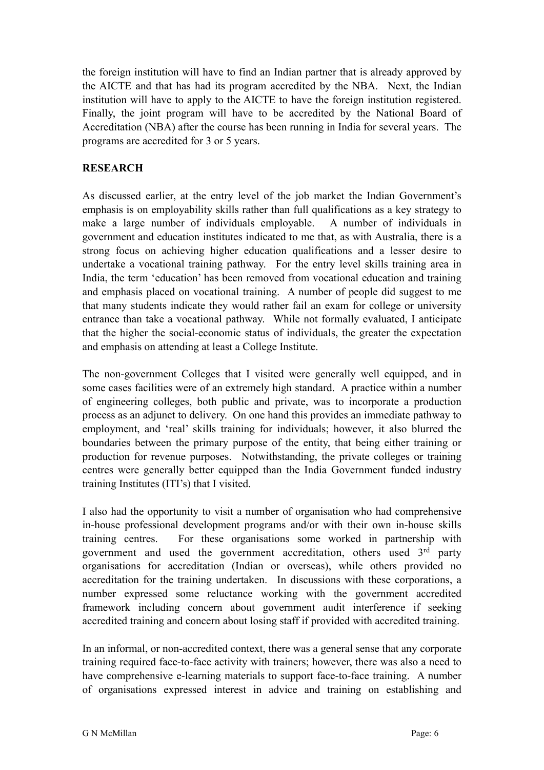the foreign institution will have to find an Indian partner that is already approved by the AICTE and that has had its program accredited by the NBA. Next, the Indian institution will have to apply to the AICTE to have the foreign institution registered. Finally, the joint program will have to be accredited by the National Board of Accreditation (NBA) after the course has been running in India for several years. The programs are accredited for 3 or 5 years.

**RESEARCH**

As discussed earlier, at the entry level of the job market the Indian Government's emphasis is on employability skills rather than full qualifications as a key strategy to make a large number of individuals employable. A number of individuals in government and education institutes indicated to me that, as with Australia, there is a strong focus on achieving higher education qualifications and a lesser desire to undertake a vocational training pathway. For the entry level skills training area in India, the term 'education' has been removed from vocational education and training and emphasis placed on vocational training. A number of people did suggest to me that many students indicate they would rather fail an exam for college or university entrance than take a vocational pathway. While not formally evaluated, I anticipate that the higher the social-economic status of individuals, the greater the expectation and emphasis on attending at least a College Institute.

The non-government Colleges that I visited were generally well equipped, and in some cases facilities were of an extremely high standard. A practice within a number of engineering colleges, both public and private, was to incorporate a production process as an adjunct to delivery. On one hand this provides an immediate pathway to employment, and 'real' skills training for individuals; however, it also blurred the boundaries between the primary purpose of the entity, that being either training or production for revenue purposes. Notwithstanding, the private colleges or training centres were generally better equipped than the India Government funded industry training Institutes (ITI's) that I visited.

I also had the opportunity to visit a number of organisation who had comprehensive in-house professional development programs and/or with their own in-house skills training centres. For these organisations some worked in partnership with government and used the government accreditation, others used 3rd party organisations for accreditation (Indian or overseas), while others provided no accreditation for the training undertaken. In discussions with these corporations, a number expressed some reluctance working with the government accredited framework including concern about government audit interference if seeking accredited training and concern about losing staff if provided with accredited training.

In an informal, or non-accredited context, there was a general sense that any corporate training required face-to-face activity with trainers; however, there was also a need to have comprehensive e-learning materials to support face-to-face training. A number of organisations expressed interest in advice and training on establishing and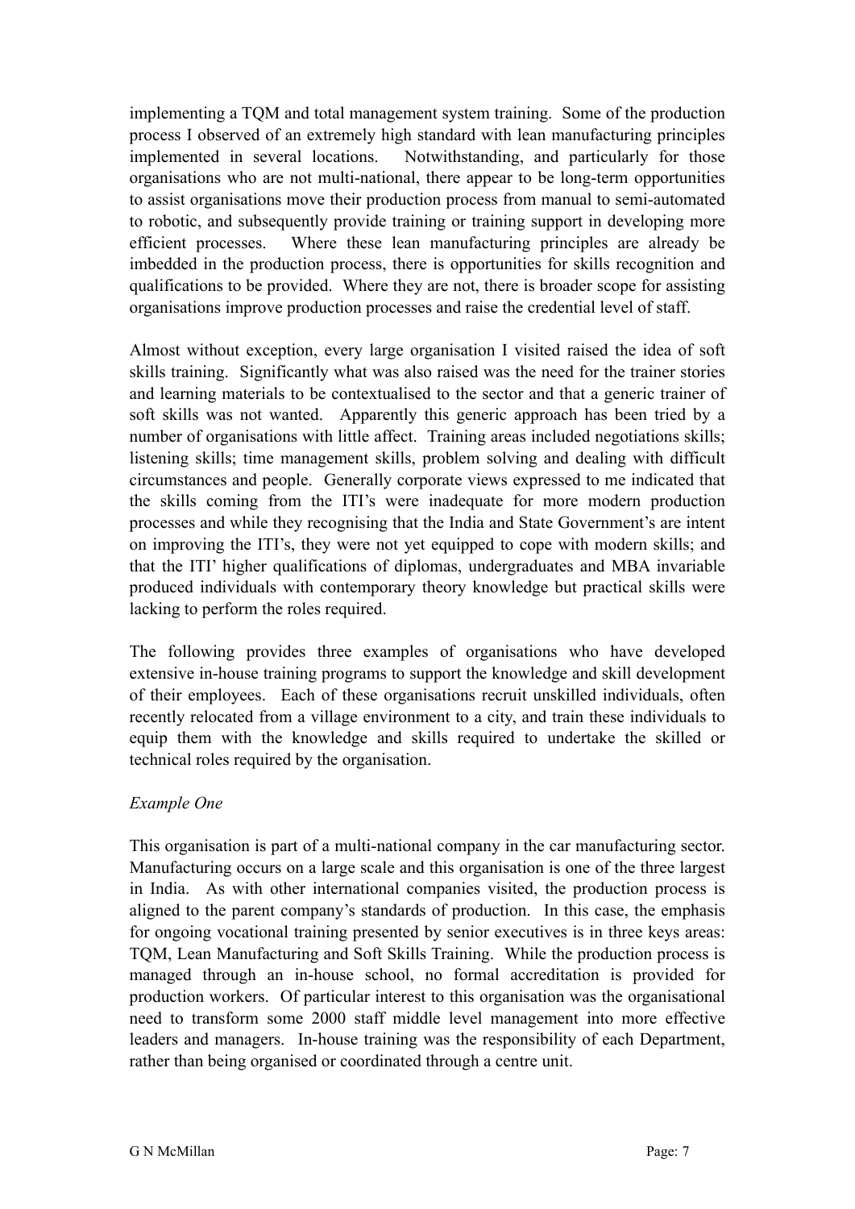implementing a TQM and total management system training. Some of the production process I observed of an extremely high standard with lean manufacturing principles implemented in several locations. Notwithstanding, and particularly for those organisations who are not multi-national, there appear to be long-term opportunities to assist organisations move their production process from manual to semi-automated to robotic, and subsequently provide training or training support in developing more efficient processes. Where these lean manufacturing principles are already be imbedded in the production process, there is opportunities for skills recognition and qualifications to be provided. Where they are not, there is broader scope for assisting organisations improve production processes and raise the credential level of staff.

Almost without exception, every large organisation I visited raised the idea of soft skills training. Significantly what was also raised was the need for the trainer stories and learning materials to be contextualised to the sector and that a generic trainer of soft skills was not wanted. Apparently this generic approach has been tried by a number of organisations with little affect. Training areas included negotiations skills; listening skills; time management skills, problem solving and dealing with difficult circumstances and people. Generally corporate views expressed to me indicated that the skills coming from the ITI's were inadequate for more modern production processes and while they recognising that the India and State Government's are intent on improving the ITI's, they were not yet equipped to cope with modern skills; and that the ITI' higher qualifications of diplomas, undergraduates and MBA invariable produced individuals with contemporary theory knowledge but practical skills were lacking to perform the roles required.

The following provides three examples of organisations who have developed extensive in-house training programs to support the knowledge and skill development of their employees. Each of these organisations recruit unskilled individuals, often recently relocated from a village environment to a city, and train these individuals to equip them with the knowledge and skills required to undertake the skilled or technical roles required by the organisation.

*Example One*

This organisation is part of a multi-national company in the car manufacturing sector. Manufacturing occurs on a large scale and this organisation is one of the three largest in India. As with other international companies visited, the production process is aligned to the parent company's standards of production. In this case, the emphasis for ongoing vocational training presented by senior executives is in three keys areas: TQM, Lean Manufacturing and Soft Skills Training. While the production process is managed through an in-house school, no formal accreditation is provided for production workers. Of particular interest to this organisation was the organisational need to transform some 2000 staff middle level management into more effective leaders and managers. In-house training was the responsibility of each Department, rather than being organised or coordinated through a centre unit.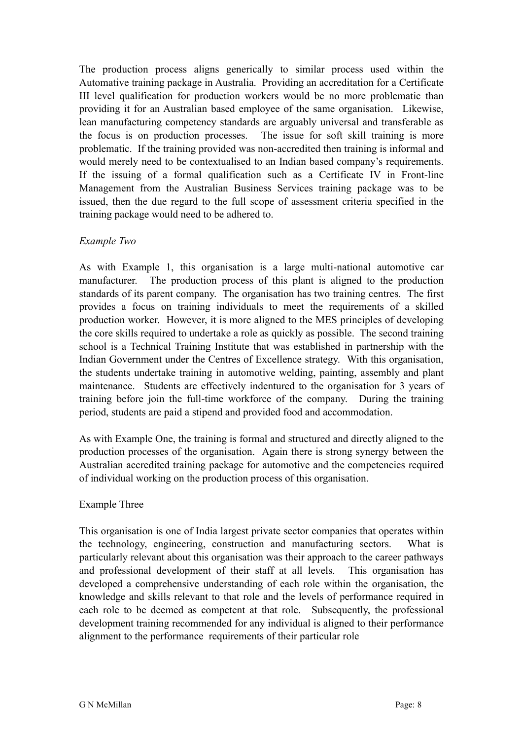The production process aligns generically to similar process used within the Automative training package in Australia. Providing an accreditation for a Certificate III level qualification for production workers would be no more problematic than providing it for an Australian based employee of the same organisation. Likewise, lean manufacturing competency standards are arguably universal and transferable as the focus is on production processes. The issue for soft skill training is more problematic. If the training provided was non-accredited then training is informal and would merely need to be contextualised to an Indian based company's requirements. If the issuing of a formal qualification such as a Certificate IV in Front-line Management from the Australian Business Services training package was to be issued, then the due regard to the full scope of assessment criteria specified in the training package would need to be adhered to.

*Example Two*

As with Example 1, this organisation is a large multi-national automotive car manufacturer. The production process of this plant is aligned to the production standards of its parent company. The organisation has two training centres. The first provides a focus on training individuals to meet the requirements of a skilled production worker. However, it is more aligned to the MES principles of developing the core skills required to undertake a role as quickly as possible. The second training school is a Technical Training Institute that was established in partnership with the Indian Government under the Centres of Excellence strategy. With this organisation, the students undertake training in automotive welding, painting, assembly and plant maintenance. Students are effectively indentured to the organisation for 3 years of training before join the full-time workforce of the company. During the training period, students are paid a stipend and provided food and accommodation.

As with Example One, the training is formal and structured and directly aligned to the production processes of the organisation. Again there is strong synergy between the Australian accredited training package for automotive and the competencies required of individual working on the production process of this organisation.

Example Three

This organisation is one of India largest private sector companies that operates within the technology, engineering, construction and manufacturing sectors. What is particularly relevant about this organisation was their approach to the career pathways and professional development of their staff at all levels. This organisation has developed a comprehensive understanding of each role within the organisation, the knowledge and skills relevant to that role and the levels of performance required in each role to be deemed as competent at that role. Subsequently, the professional development training recommended for any individual is aligned to their performance alignment to the performance requirements of their particular role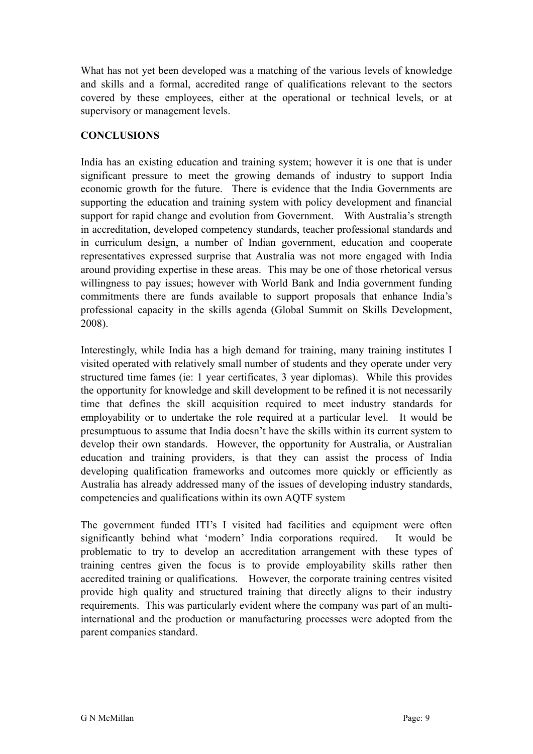What has not yet been developed was a matching of the various levels of knowledge and skills and a formal, accredited range of qualifications relevant to the sectors covered by these employees, either at the operational or technical levels, or at supervisory or management levels.

## CONCLUSIONS

India has an existing education and training system; however it is one that is under significant pressure to meet the growing demands of industry to support India economic growth for the future. There is evidence that the India Governments are supporting the education and training system with policy development and financial support for rapid change and evolution from Government. With Australia's strength in accreditation, developed competency standards, teacher professional standards and in curriculum design, a number of Indian government, education and cooperate representatives expressed surprise that Australia was not more engaged with India around providing expertise in these areas. This may be one of those rhetorical versus willingness to pay issues; however with World Bank and India government funding commitments there are funds available to support proposals that enhance India's professional capacity in the skills agenda (Global Summit on Skills Development, 2008).

Interestingly, while India has a high demand for training, many training institutes I visited operated with relatively small number of students and they operate under very structured time fames (ie: 1 year certificates, 3 year diplomas). While this provides the opportunity for knowledge and skill development to be refined it is not necessarily time that defines the skill acquisition required to meet industry standards for employability or to undertake the role required at a particular level. It would be presumptuous to assume that India doesn't have the skills within its current system to develop their own standards. However, the opportunity for Australia, or Australian education and training providers, is that they can assist the process of India developing qualification frameworks and outcomes more quickly or efficiently as Australia has already addressed many of the issues of developing industry standards, competencies and qualifications within its own AQTF system

The government funded ITI's I visited had facilities and equipment were often significantly behind what 'modern' India corporations required. It would be problematic to try to develop an accreditation arrangement with these types of training centres given the focus is to provide employability skills rather then accredited training or qualifications. However, the corporate training centres visited provide high quality and structured training that directly aligns to their industry requirements. This was particularly evident where the company was part of an multi-international and the production or manufacturing processes were adopted from the parent companies standard.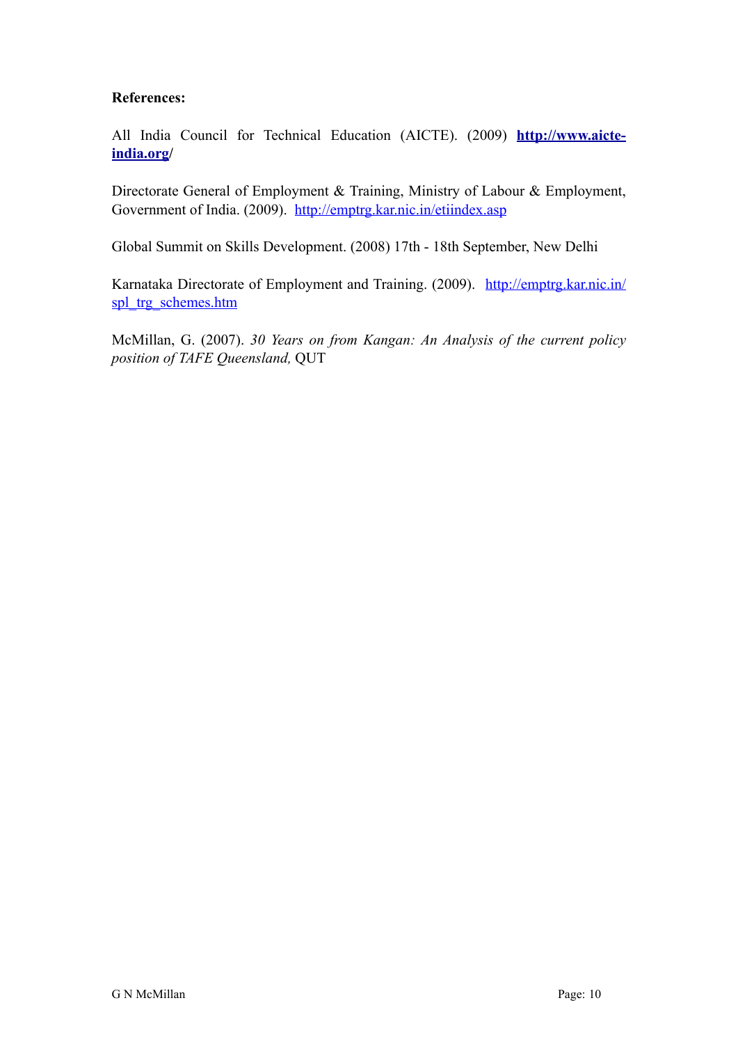**References:**

All India Council for Technical Education (AICTE). (2009) **http://www.aicte-india.org/**

Directorate General of Employment & Training, Ministry of Labour & Employment, Government of India. (2009). http://emptrg.kar.nic.in/etiindex.asp

Global Summit on Skills Development. (2008) 17th - 18th September, New Delhi

Karnataka Directorate of Employment and Training. (2009). http://emptrg.kar.nic.in/spl_trg_schemes.htm

McMillan, G. (2007). *30 Years on from Kangan: An Analysis of the current policy position of TAFE Queensland,* QUT